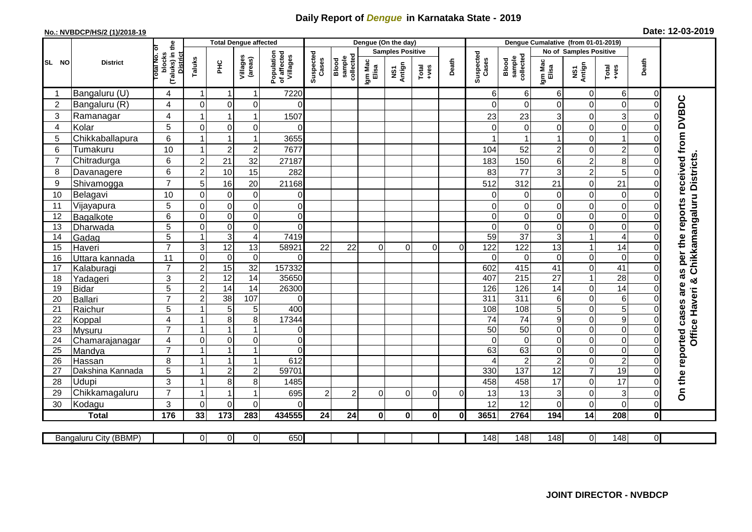# Daily Report of *Dengue* in Karnataka State - 2019

**No.: NVBDCP/HS/2 (1)/2018-19**

**Date: 12-03-2019**

| SL NO | District | Total No. of blocks (Taluks) in the District | Total Dengue affected | | | | Dengue (On the day) | | | | | | | Dengue Cumalative (from 01-01-2019) | | | | | | | |
|---|---|---|---|---|---|---|---|---|---|---|---|---|---|---|---|---|---|---|---|---|
| | | | Taluks | PHC | Villages (areas) | Population of affected Villages | Suspected Cases | Blood sample collected | Samples Positive | | | Death | Suspected Cases | Blood sample collected | No of Samples Positive | | | Death | |
| | | | | | | | | | Igm Mac Elisa | NS1 Antign | Total +ves | | | | Igm Mac Elisa | NS1 Antign | Total +ves | | |
| 1 | Bangaluru (U) | 4 | 1 | 1 | 1 | 7220 | | | | | | | 6 | 6 | 6 | 0 | 6 | 0 | On the reported cases are as per the reports received from DVBDC Office Haveri & Chikkamangaluru Districts. |
| 2 | Bangaluru (R) | 4 | 0 | 0 | 0 | 0 | | | | | | | 0 | 0 | 0 | 0 | 0 | 0 | |
| 3 | Ramanagar | 4 | 1 | 1 | 1 | 1507 | | | | | | | 23 | 23 | 3 | 0 | 3 | 0 | |
| 4 | Kolar | 5 | 0 | 0 | 0 | 0 | | | | | | | 0 | 0 | 0 | 0 | 0 | 0 | |
| 5 | Chikkaballapura | 6 | 1 | 1 | 1 | 3655 | | | | | | | 1 | 1 | 1 | 0 | 1 | 0 | |
| 6 | Tumakuru | 10 | 1 | 2 | 2 | 7677 | | | | | | | 104 | 52 | 2 | 0 | 2 | 0 | |
| 7 | Chitradurga | 6 | 2 | 21 | 32 | 27187 | | | | | | | 183 | 150 | 6 | 2 | 8 | 0 | |
| 8 | Davanagere | 6 | 2 | 10 | 15 | 282 | | | | | | | 83 | 77 | 3 | 2 | 5 | 0 | |
| 9 | Shivamogga | 7 | 5 | 16 | 20 | 21168 | | | | | | | 512 | 312 | 21 | 0 | 21 | 0 | |
| 10 | Belagavi | 10 | 0 | 0 | 0 | 0 | | | | | | | 0 | 0 | 0 | 0 | 0 | 0 | |
| 11 | Vijayapura | 5 | 0 | 0 | 0 | 0 | | | | | | | 0 | 0 | 0 | 0 | 0 | 0 | |
| 12 | Bagalkote | 6 | 0 | 0 | 0 | 0 | | | | | | | 0 | 0 | 0 | 0 | 0 | 0 | |
| 13 | Dharwada | 5 | 0 | 0 | 0 | 0 | | | | | | | 0 | 0 | 0 | 0 | 0 | 0 | |
| 14 | Gadag | 5 | 1 | 3 | 4 | 7419 | | | | | | | 59 | 37 | 3 | 1 | 4 | 0 | |
| 15 | Haveri | 7 | 3 | 12 | 13 | 58921 | 22 | 22 | 0 | 0 | 0 | 0 | 122 | 122 | 13 | 1 | 14 | 0 | |
| 16 | Uttara kannada | 11 | 0 | 0 | 0 | 0 | | | | | | | 0 | 0 | 0 | 0 | 0 | 0 | |
| 17 | Kalaburagi | 7 | 2 | 15 | 32 | 157332 | | | | | | | 602 | 415 | 41 | 0 | 41 | 0 | |
| 18 | Yadageri | 3 | 2 | 12 | 14 | 35650 | | | | | | | 407 | 215 | 27 | 1 | 28 | 0 | |
| 19 | Bidar | 5 | 2 | 14 | 14 | 26300 | | | | | | | 126 | 126 | 14 | 0 | 14 | 0 | |
| 20 | Ballari | 7 | 2 | 38 | 107 | 0 | | | | | | | 311 | 311 | 6 | 0 | 6 | 0 | |
| 21 | Raichur | 5 | 1 | 5 | 5 | 400 | | | | | | | 108 | 108 | 5 | 0 | 5 | 0 | |
| 22 | Koppal | 4 | 1 | 8 | 8 | 17344 | | | | | | | 74 | 74 | 9 | 0 | 9 | 0 | |
| 23 | Mysuru | 7 | 1 | 1 | 1 | 0 | | | | | | | 50 | 50 | 0 | 0 | 0 | 0 | |
| 24 | Chamarajanagar | 4 | 0 | 0 | 0 | 0 | | | | | | | 0 | 0 | 0 | 0 | 0 | 0 | |
| 25 | Mandya | 7 | 1 | 1 | 1 | 0 | | | | | | | 63 | 63 | 0 | 0 | 0 | 0 | |
| 26 | Hassan | 8 | 1 | 1 | 1 | 612 | | | | | | | 4 | 2 | 2 | 0 | 2 | 0 | |
| 27 | Dakshina Kannada | 5 | 1 | 2 | 2 | 59701 | | | | | | | 330 | 137 | 12 | 7 | 19 | 0 | |
| 28 | Udupi | 3 | 1 | 8 | 8 | 1485 | | | | | | | 458 | 458 | 17 | 0 | 17 | 0 | |
| 29 | Chikkamagaluru | 7 | 1 | 1 | 1 | 695 | 2 | 2 | 0 | 0 | 0 | 0 | 13 | 13 | 3 | 0 | 3 | 0 | |
| 30 | Kodagu | 3 | 0 | 0 | 0 | 0 | | | | | | | 12 | 12 | 0 | 0 | 0 | 0 | |
| | **Total** | **176** | **33** | **173** | **283** | **434555** | **24** | **24** | **0** | **0** | **0** | **0** | **3651** | **2764** | **194** | **14** | **208** | **0** | |

| Bangaluru City (BBMP) | | 0 | 0 | 0 | 650 | | | | | | | 148 | 148 | 148 | 0 | 148 | 0 |
|---|---|---|---|---|---|---|---|---|---|---|---|---|---|---|---|---|---|

**JOINT DIRECTOR - NVBDCP**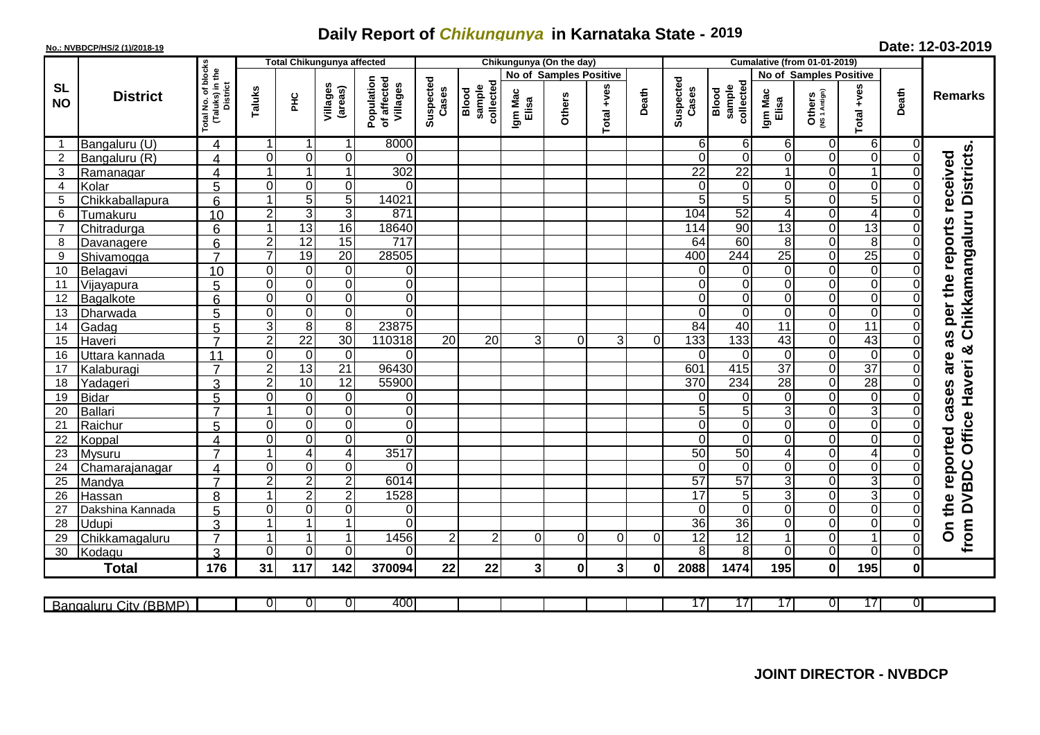# Daily Report of *Chikungunya* in Karnataka State - 2019

**No.: NVBDCP/HS/2 (1)/2018-19**

**Date: 12-03-2019**

| SL NO | District | Total No. of blocks (Taluks) in the District | Total Chikungunya affected | | | | Chikungunya (On the day) | | | | | | | Cumalative (from 01-01-2019) | | | | | | | Remarks |
|---|---|---|---|---|---|---|---|---|---|---|---|---|---|---|---|---|---|---|---|---|---|
| | | | | | | | | | No of Samples Positive | | | | | | | No of Samples Positive | | | | | |
| | | | Taluks | PHC | Villages (areas) | Population of affected Villages | Suspected Cases | Blood sample collected | Igm Mac Elisa | Others | Total +ves | Death | Suspected Cases | Blood sample collected | Igm Mac Elisa | Others (NS 1 Antign) | Total +ves | Death | |
| 1 | Bangaluru (U) | 4 | 1 | 1 | 1 | 8000 | | | | | | | 6 | 6 | 6 | 0 | 6 | 0 | On the reported cases are as per the reports received from DVBDC Office Haveri & Chikkamangaluru Districts. |
| 2 | Bangaluru (R) | 4 | 0 | 0 | 0 | 0 | | | | | | | 0 | 0 | 0 | 0 | 0 | 0 | |
| 3 | Ramanagar | 4 | 1 | 1 | 1 | 302 | | | | | | | 22 | 22 | 1 | 0 | 1 | 0 | |
| 4 | Kolar | 5 | 0 | 0 | 0 | 0 | | | | | | | 0 | 0 | 0 | 0 | 0 | 0 | |
| 5 | Chikkaballapura | 6 | 1 | 5 | 5 | 14021 | | | | | | | 5 | 5 | 5 | 0 | 5 | 0 | |
| 6 | Tumakuru | 10 | 2 | 3 | 3 | 871 | | | | | | | 104 | 52 | 4 | 0 | 4 | 0 | |
| 7 | Chitradurga | 6 | 1 | 13 | 16 | 18640 | | | | | | | 114 | 90 | 13 | 0 | 13 | 0 | |
| 8 | Davanagere | 6 | 2 | 12 | 15 | 717 | | | | | | | 64 | 60 | 8 | 0 | 8 | 0 | |
| 9 | Shivamogga | 7 | 7 | 19 | 20 | 28505 | | | | | | | 400 | 244 | 25 | 0 | 25 | 0 | |
| 10 | Belagavi | 10 | 0 | 0 | 0 | 0 | | | | | | | 0 | 0 | 0 | 0 | 0 | 0 | |
| 11 | Vijayapura | 5 | 0 | 0 | 0 | 0 | | | | | | | 0 | 0 | 0 | 0 | 0 | 0 | |
| 12 | Bagalkote | 6 | 0 | 0 | 0 | 0 | | | | | | | 0 | 0 | 0 | 0 | 0 | 0 | |
| 13 | Dharwada | 5 | 0 | 0 | 0 | 0 | | | | | | | 0 | 0 | 0 | 0 | 0 | 0 | |
| 14 | Gadag | 5 | 3 | 8 | 8 | 23875 | | | | | | | 84 | 40 | 11 | 0 | 11 | 0 | |
| 15 | Haveri | 7 | 2 | 22 | 30 | 110318 | 20 | 20 | 3 | 0 | 3 | 0 | 133 | 133 | 43 | 0 | 43 | 0 | |
| 16 | Uttara kannada | 11 | 0 | 0 | 0 | 0 | | | | | | | 0 | 0 | 0 | 0 | 0 | 0 | |
| 17 | Kalaburagi | 7 | 2 | 13 | 21 | 96430 | | | | | | | 601 | 415 | 37 | 0 | 37 | 0 | |
| 18 | Yadageri | 3 | 2 | 10 | 12 | 55900 | | | | | | | 370 | 234 | 28 | 0 | 28 | 0 | |
| 19 | Bidar | 5 | 0 | 0 | 0 | 0 | | | | | | | 0 | 0 | 0 | 0 | 0 | 0 | |
| 20 | Ballari | 7 | 1 | 0 | 0 | 0 | | | | | | | 5 | 5 | 3 | 0 | 3 | 0 | |
| 21 | Raichur | 5 | 0 | 0 | 0 | 0 | | | | | | | 0 | 0 | 0 | 0 | 0 | 0 | |
| 22 | Koppal | 4 | 0 | 0 | 0 | 0 | | | | | | | 0 | 0 | 0 | 0 | 0 | 0 | |
| 23 | Mysuru | 7 | 1 | 4 | 4 | 3517 | | | | | | | 50 | 50 | 4 | 0 | 4 | 0 | |
| 24 | Chamarajanagar | 4 | 0 | 0 | 0 | 0 | | | | | | | 0 | 0 | 0 | 0 | 0 | 0 | |
| 25 | Mandya | 7 | 2 | 2 | 2 | 6014 | | | | | | | 57 | 57 | 3 | 0 | 3 | 0 | |
| 26 | Hassan | 8 | 1 | 2 | 2 | 1528 | | | | | | | 17 | 5 | 3 | 0 | 3 | 0 | |
| 27 | Dakshina Kannada | 5 | 0 | 0 | 0 | 0 | | | | | | | 0 | 0 | 0 | 0 | 0 | 0 | |
| 28 | Udupi | 3 | 1 | 1 | 1 | 0 | | | | | | | 36 | 36 | 0 | 0 | 0 | 0 | |
| 29 | Chikkamagaluru | 7 | 1 | 1 | 1 | 1456 | 2 | 2 | 0 | 0 | 0 | 0 | 12 | 12 | 1 | 0 | 1 | 0 | |
| 30 | Kodagu | 3 | 0 | 0 | 0 | 0 | | | | | | | 8 | 8 | 0 | 0 | 0 | 0 | |
| | **Total** | **176** | **31** | **117** | **142** | **370094** | **22** | **22** | **3** | **0** | **3** | **0** | **2088** | **1474** | **195** | **0** | **195** | **0** | |

| | | | | | | | | | | | | | | | | | | | |
|---|---|---|---|---|---|---|---|---|---|---|---|---|---|---|---|---|---|---|---|
| Bangaluru City (BBMP) | | 0 | 0 | 0 | 400 | | | | | | | 17 | 17 | 17 | 0 | 17 | 0 | |

**JOINT DIRECTOR - NVBDCP**